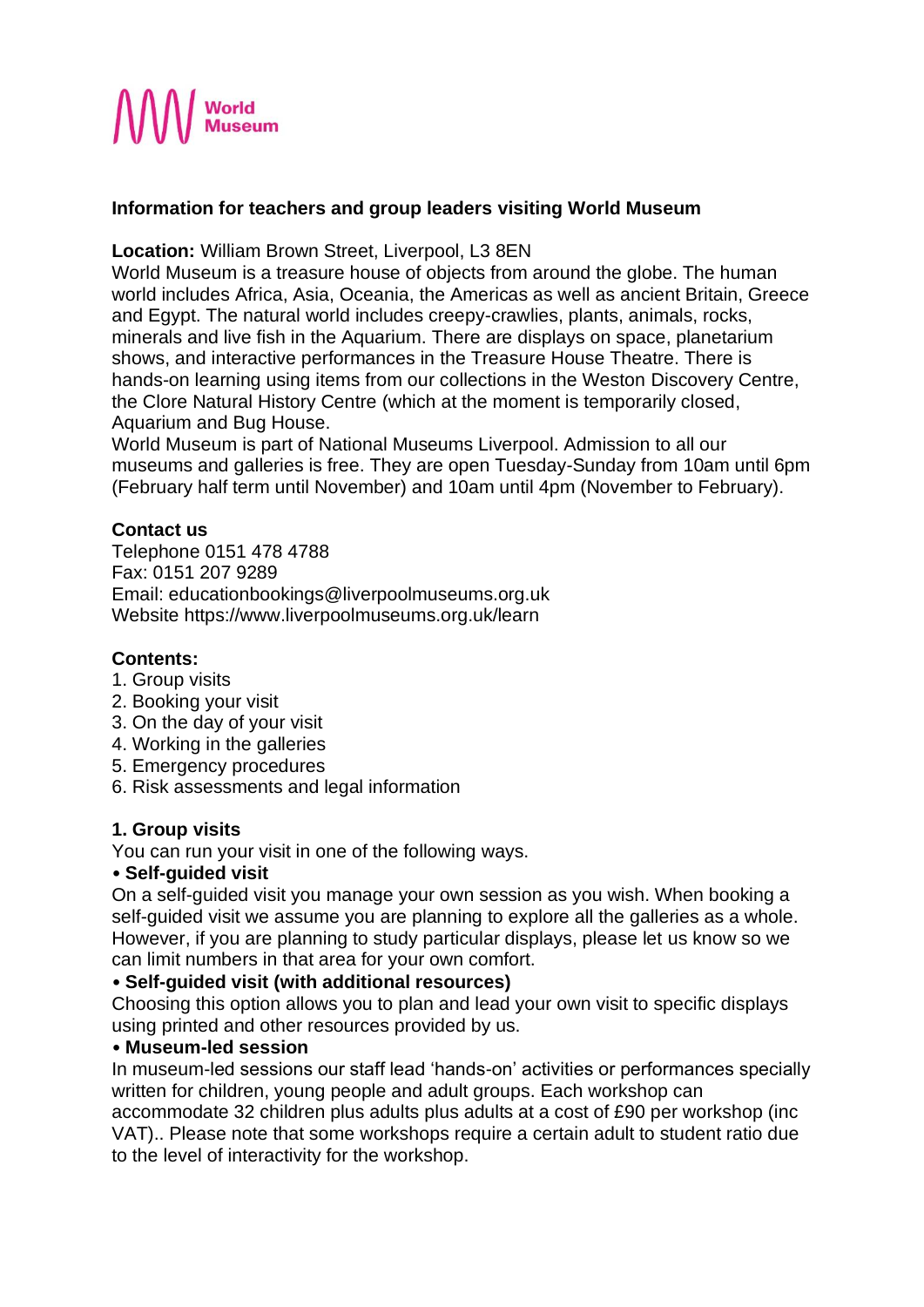**World Museum**

## Information for teachers and group leaders visiting World Museum

**Location:** William Brown Street, Liverpool, L3 8EN

World Museum is a treasure house of objects from around the globe. The human world includes Africa, Asia, Oceania, the Americas as well as ancient Britain, Greece and Egypt. The natural world includes creepy-crawlies, plants, animals, rocks, minerals and live fish in the Aquarium. There are displays on space, planetarium shows, and interactive performances in the Treasure House Theatre. There is hands-on learning using items from our collections in the Weston Discovery Centre, the Clore Natural History Centre (which at the moment is temporarily closed, Aquarium and Bug House.

World Museum is part of National Museums Liverpool. Admission to all our museums and galleries is free. They are open Tuesday-Sunday from 10am until 6pm (February half term until November) and 10am until 4pm (November to February).

### Contact us

Telephone 0151 478 4788
Fax: 0151 207 9289
Email: educationbookings@liverpoolmuseums.org.uk
Website https://www.liverpoolmuseums.org.uk/learn

### Contents:

1. Group visits
2. Booking your visit
3. On the day of your visit
4. Working in the galleries
5. Emergency procedures
6. Risk assessments and legal information

### 1. Group visits

You can run your visit in one of the following ways.

- **Self-guided visit**

On a self-guided visit you manage your own session as you wish. When booking a self-guided visit we assume you are planning to explore all the galleries as a whole. However, if you are planning to study particular displays, please let us know so we can limit numbers in that area for your own comfort.

- **Self-guided visit (with additional resources)**

Choosing this option allows you to plan and lead your own visit to specific displays using printed and other resources provided by us.

- **Museum-led session**

In museum-led sessions our staff lead 'hands-on' activities or performances specially written for children, young people and adult groups. Each workshop can accommodate 32 children plus adults plus adults at a cost of £90 per workshop (inc VAT).. Please note that some workshops require a certain adult to student ratio due to the level of interactivity for the workshop.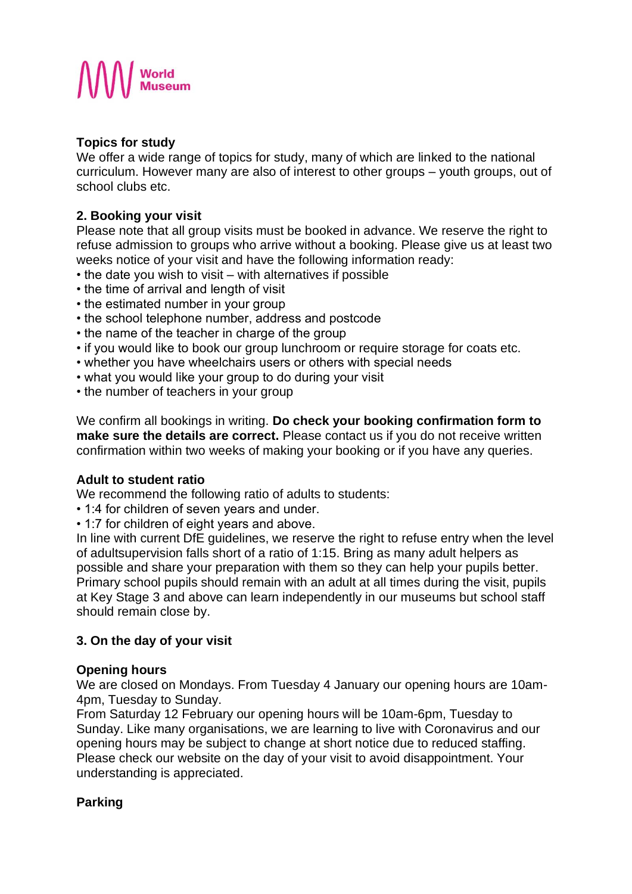## Topics for study

We offer a wide range of topics for study, many of which are linked to the national curriculum. However many are also of interest to other groups – youth groups, out of school clubs etc.

## 2. Booking your visit

Please note that all group visits must be booked in advance. We reserve the right to refuse admission to groups who arrive without a booking. Please give us at least two weeks notice of your visit and have the following information ready:

- the date you wish to visit – with alternatives if possible
- the time of arrival and length of visit
- the estimated number in your group
- the school telephone number, address and postcode
- the name of the teacher in charge of the group
- if you would like to book our group lunchroom or require storage for coats etc.
- whether you have wheelchairs users or others with special needs
- what you would like your group to do during your visit
- the number of teachers in your group

We confirm all bookings in writing. **Do check your booking confirmation form to make sure the details are correct.** Please contact us if you do not receive written confirmation within two weeks of making your booking or if you have any queries.

### Adult to student ratio

We recommend the following ratio of adults to students:

- 1:4 for children of seven years and under.
- 1:7 for children of eight years and above.

In line with current DfE guidelines, we reserve the right to refuse entry when the level of adultsupervision falls short of a ratio of 1:15. Bring as many adult helpers as possible and share your preparation with them so they can help your pupils better. Primary school pupils should remain with an adult at all times during the visit, pupils at Key Stage 3 and above can learn independently in our museums but school staff should remain close by.

## 3. On the day of your visit

### Opening hours

We are closed on Mondays. From Tuesday 4 January our opening hours are 10am-4pm, Tuesday to Sunday.
From Saturday 12 February our opening hours will be 10am-6pm, Tuesday to Sunday. Like many organisations, we are learning to live with Coronavirus and our opening hours may be subject to change at short notice due to reduced staffing. Please check our website on the day of your visit to avoid disappointment. Your understanding is appreciated.

### Parking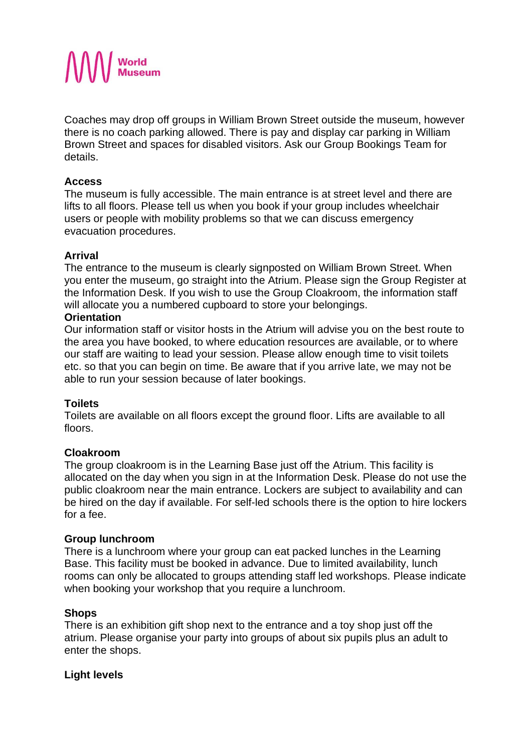Coaches may drop off groups in William Brown Street outside the museum, however there is no coach parking allowed. There is pay and display car parking in William Brown Street and spaces for disabled visitors. Ask our Group Bookings Team for details.

**Access**
The museum is fully accessible. The main entrance is at street level and there are lifts to all floors. Please tell us when you book if your group includes wheelchair users or people with mobility problems so that we can discuss emergency evacuation procedures.

**Arrival**
The entrance to the museum is clearly signposted on William Brown Street. When you enter the museum, go straight into the Atrium. Please sign the Group Register at the Information Desk. If you wish to use the Group Cloakroom, the information staff will allocate you a numbered cupboard to store your belongings.

**Orientation**
Our information staff or visitor hosts in the Atrium will advise you on the best route to the area you have booked, to where education resources are available, or to where our staff are waiting to lead your session. Please allow enough time to visit toilets etc. so that you can begin on time. Be aware that if you arrive late, we may not be able to run your session because of later bookings.

**Toilets**
Toilets are available on all floors except the ground floor. Lifts are available to all floors.

**Cloakroom**
The group cloakroom is in the Learning Base just off the Atrium. This facility is allocated on the day when you sign in at the Information Desk. Please do not use the public cloakroom near the main entrance. Lockers are subject to availability and can be hired on the day if available. For self-led schools there is the option to hire lockers for a fee.

**Group lunchroom**
There is a lunchroom where your group can eat packed lunches in the Learning Base. This facility must be booked in advance. Due to limited availability, lunch rooms can only be allocated to groups attending staff led workshops. Please indicate when booking your workshop that you require a lunchroom.

**Shops**
There is an exhibition gift shop next to the entrance and a toy shop just off the atrium. Please organise your party into groups of about six pupils plus an adult to enter the shops.

**Light levels**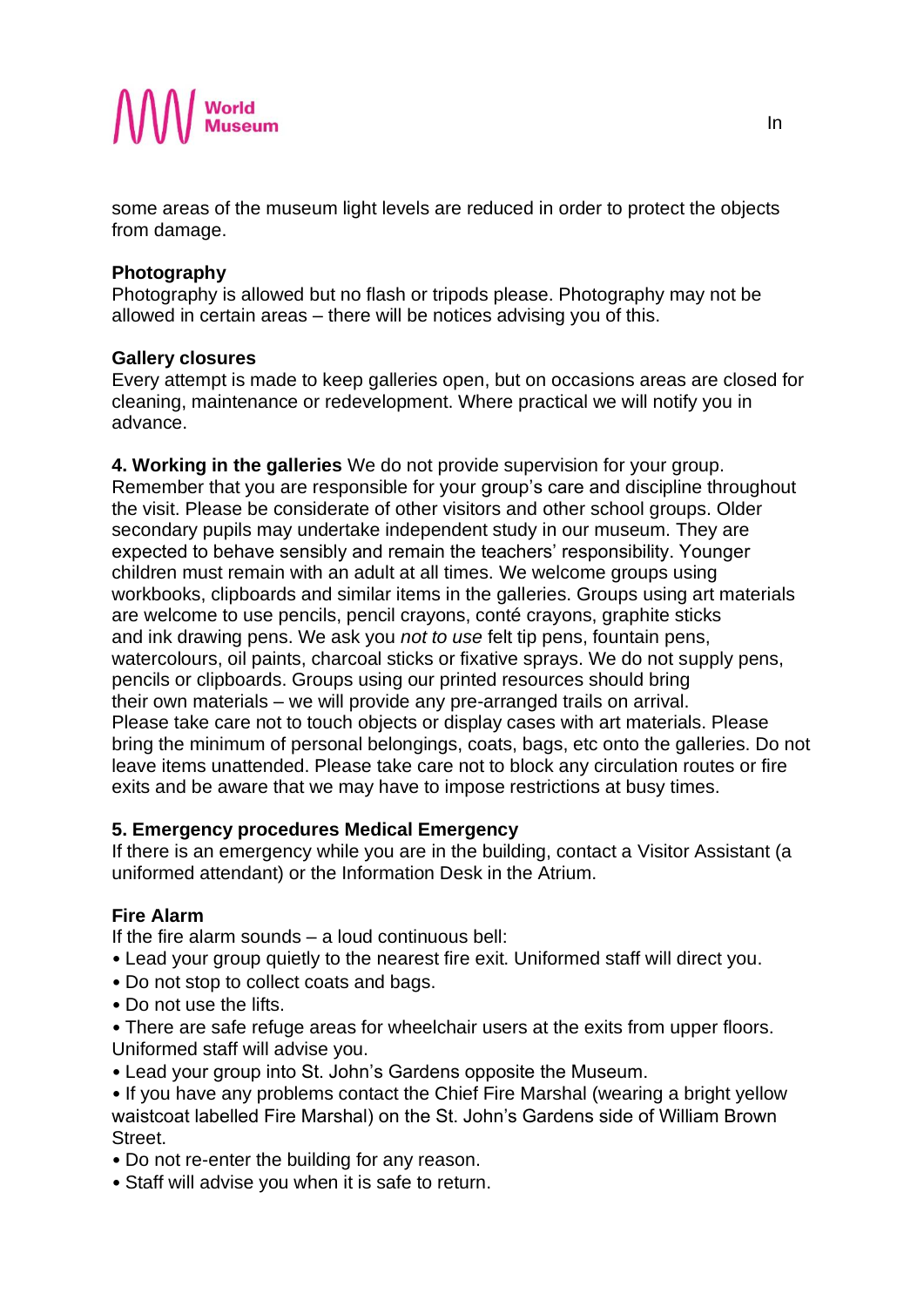In some areas of the museum light levels are reduced in order to protect the objects from damage.

**Photography**
Photography is allowed but no flash or tripods please. Photography may not be allowed in certain areas – there will be notices advising you of this.

**Gallery closures**
Every attempt is made to keep galleries open, but on occasions areas are closed for cleaning, maintenance or redevelopment. Where practical we will notify you in advance.

**4. Working in the galleries** We do not provide supervision for your group. Remember that you are responsible for your group's care and discipline throughout the visit. Please be considerate of other visitors and other school groups. Older secondary pupils may undertake independent study in our museum. They are expected to behave sensibly and remain the teachers' responsibility. Younger children must remain with an adult at all times. We welcome groups using workbooks, clipboards and similar items in the galleries. Groups using art materials are welcome to use pencils, pencil crayons, conté crayons, graphite sticks and ink drawing pens. We ask you *not to use* felt tip pens, fountain pens, watercolours, oil paints, charcoal sticks or fixative sprays. We do not supply pens, pencils or clipboards. Groups using our printed resources should bring their own materials – we will provide any pre-arranged trails on arrival. Please take care not to touch objects or display cases with art materials. Please bring the minimum of personal belongings, coats, bags, etc onto the galleries. Do not leave items unattended. Please take care not to block any circulation routes or fire exits and be aware that we may have to impose restrictions at busy times.

**5. Emergency procedures Medical Emergency**
If there is an emergency while you are in the building, contact a Visitor Assistant (a uniformed attendant) or the Information Desk in the Atrium.

**Fire Alarm**
If the fire alarm sounds – a loud continuous bell:

- Lead your group quietly to the nearest fire exit. Uniformed staff will direct you.
- Do not stop to collect coats and bags.
- Do not use the lifts.
- There are safe refuge areas for wheelchair users at the exits from upper floors. Uniformed staff will advise you.
- Lead your group into St. John's Gardens opposite the Museum.
- If you have any problems contact the Chief Fire Marshal (wearing a bright yellow waistcoat labelled Fire Marshal) on the St. John's Gardens side of William Brown Street.
- Do not re-enter the building for any reason.
- Staff will advise you when it is safe to return.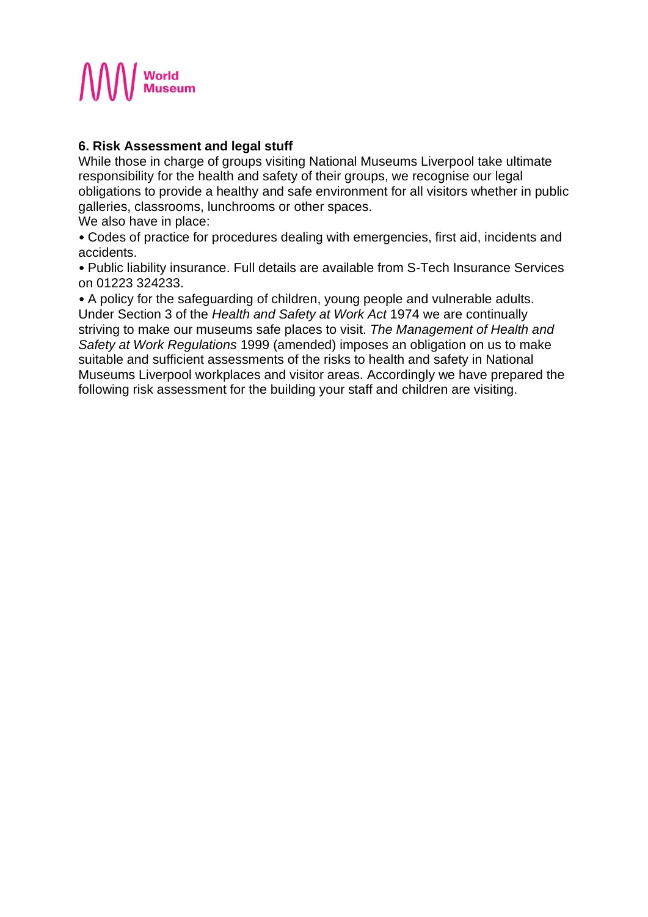World Museum

## 6. Risk Assessment and legal stuff

While those in charge of groups visiting National Museums Liverpool take ultimate responsibility for the health and safety of their groups, we recognise our legal obligations to provide a healthy and safe environment for all visitors whether in public galleries, classrooms, lunchrooms or other spaces.

We also have in place:

- Codes of practice for procedures dealing with emergencies, first aid, incidents and accidents.
- Public liability insurance. Full details are available from S-Tech Insurance Services on 01223 324233.
- A policy for the safeguarding of children, young people and vulnerable adults.

Under Section 3 of the *Health and Safety at Work Act* 1974 we are continually striving to make our museums safe places to visit. *The Management of Health and Safety at Work Regulations* 1999 (amended) imposes an obligation on us to make suitable and sufficient assessments of the risks to health and safety in National Museums Liverpool workplaces and visitor areas. Accordingly we have prepared the following risk assessment for the building your staff and children are visiting.